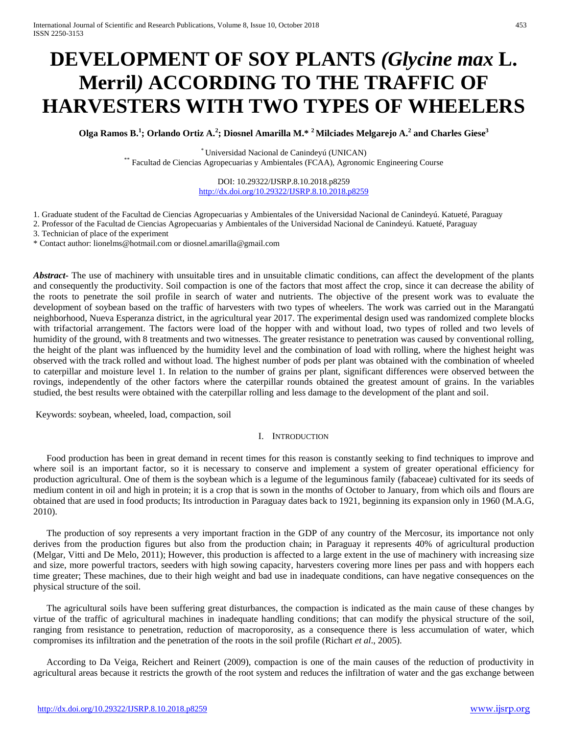# DEVELOPMENT OF SOY PLANTS *(Glycine max* L. Merril*)* ACCORDING TO THE TRAFFIC OF HARVESTERS WITH TWO TYPES OF WHEELERS

**Olga Ramos B.[1]; Orlando Ortiz A.[2]; Diosnel Amarilla M.* [2] Milciades Melgarejo A.[2] and Charles Giese[3]**

[*] Universidad Nacional de Canindeyú (UNICAN)
[**] Facultad de Ciencias Agropecuarias y Ambientales (FCAA), Agronomic Engineering Course

DOI: 10.29322/IJSRP.8.10.2018.p8259
http://dx.doi.org/10.29322/IJSRP.8.10.2018.p8259

1. Graduate student of the Facultad de Ciencias Agropecuarias y Ambientales of the Universidad Nacional de Canindeyú. Katueté, Paraguay
2. Professor of the Facultad de Ciencias Agropecuarias y Ambientales of the Universidad Nacional de Canindeyú. Katueté, Paraguay
3. Technician of place of the experiment

\* Contact author: lionelms@hotmail.com or diosnel.amarilla@gmail.com

***Abstract-*** The use of machinery with unsuitable tires and in unsuitable climatic conditions, can affect the development of the plants and consequently the productivity. Soil compaction is one of the factors that most affect the crop, since it can decrease the ability of the roots to penetrate the soil profile in search of water and nutrients. The objective of the present work was to evaluate the development of soybean based on the traffic of harvesters with two types of wheelers. The work was carried out in the Marangatú neighborhood, Nueva Esperanza district, in the agricultural year 2017. The experimental design used was randomized complete blocks with trifactorial arrangement. The factors were load of the hopper with and without load, two types of rolled and two levels of humidity of the ground, with 8 treatments and two witnesses. The greater resistance to penetration was caused by conventional rolling, the height of the plant was influenced by the humidity level and the combination of load with rolling, where the highest height was observed with the track rolled and without load. The highest number of pods per plant was obtained with the combination of wheeled to caterpillar and moisture level 1. In relation to the number of grains per plant, significant differences were observed between the rovings, independently of the other factors where the caterpillar rounds obtained the greatest amount of grains. In the variables studied, the best results were obtained with the caterpillar rolling and less damage to the development of the plant and soil.

Keywords: soybean, wheeled, load, compaction, soil

## I. Introduction

Food production has been in great demand in recent times for this reason is constantly seeking to find techniques to improve and where soil is an important factor, so it is necessary to conserve and implement a system of greater operational efficiency for production agricultural. One of them is the soybean which is a legume of the leguminous family (fabaceae) cultivated for its seeds of medium content in oil and high in protein; it is a crop that is sown in the months of October to January, from which oils and flours are obtained that are used in food products; Its introduction in Paraguay dates back to 1921, beginning its expansion only in 1960 (M.A.G, 2010).

The production of soy represents a very important fraction in the GDP of any country of the Mercosur, its importance not only derives from the production figures but also from the production chain; in Paraguay it represents 40% of agricultural production (Melgar, Vitti and De Melo, 2011); However, this production is affected to a large extent in the use of machinery with increasing size and size, more powerful tractors, seeders with high sowing capacity, harvesters covering more lines per pass and with hoppers each time greater; These machines, due to their high weight and bad use in inadequate conditions, can have negative consequences on the physical structure of the soil.

The agricultural soils have been suffering great disturbances, the compaction is indicated as the main cause of these changes by virtue of the traffic of agricultural machines in inadequate handling conditions; that can modify the physical structure of the soil, ranging from resistance to penetration, reduction of macroporosity, as a consequence there is less accumulation of water, which compromises its infiltration and the penetration of the roots in the soil profile (Richart *et al*., 2005).

According to Da Veiga, Reichert and Reinert (2009), compaction is one of the main causes of the reduction of productivity in agricultural areas because it restricts the growth of the root system and reduces the infiltration of water and the gas exchange between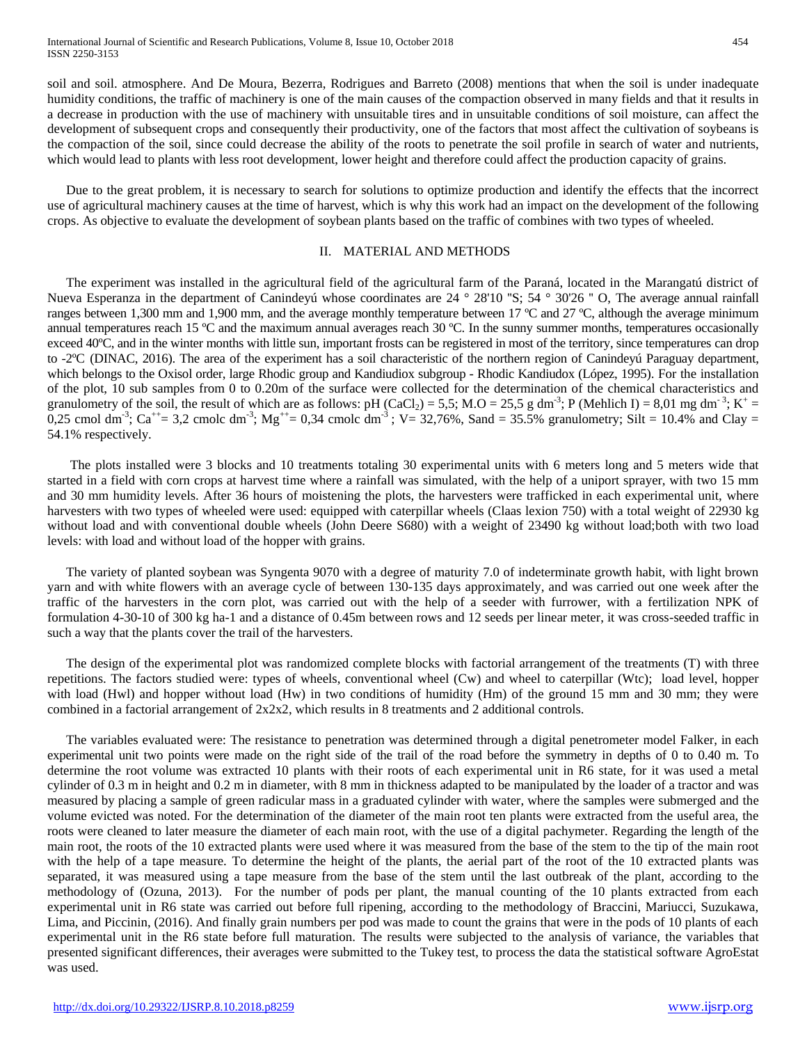soil and soil. atmosphere. And De Moura, Bezerra, Rodrigues and Barreto (2008) mentions that when the soil is under inadequate humidity conditions, the traffic of machinery is one of the main causes of the compaction observed in many fields and that it results in a decrease in production with the use of machinery with unsuitable tires and in unsuitable conditions of soil moisture, can affect the development of subsequent crops and consequently their productivity, one of the factors that most affect the cultivation of soybeans is the compaction of the soil, since could decrease the ability of the roots to penetrate the soil profile in search of water and nutrients, which would lead to plants with less root development, lower height and therefore could affect the production capacity of grains.

Due to the great problem, it is necessary to search for solutions to optimize production and identify the effects that the incorrect use of agricultural machinery causes at the time of harvest, which is why this work had an impact on the development of the following crops. As objective to evaluate the development of soybean plants based on the traffic of combines with two types of wheeled.

## II. MATERIAL AND METHODS

The experiment was installed in the agricultural field of the agricultural farm of the Paraná, located in the Marangatú district of Nueva Esperanza in the department of Canindeyú whose coordinates are 24 ° 28'10 "S; 54 ° 30'26 " O, The average annual rainfall ranges between 1,300 mm and 1,900 mm, and the average monthly temperature between 17 ºC and 27 ºC, although the average minimum annual temperatures reach 15 ºC and the maximum annual averages reach 30 ºC. In the sunny summer months, temperatures occasionally exceed 40ºC, and in the winter months with little sun, important frosts can be registered in most of the territory, since temperatures can drop to -2ºC (DINAC, 2016). The area of the experiment has a soil characteristic of the northern region of Canindeyú Paraguay department, which belongs to the Oxisol order, large Rhodic group and Kandiudiox subgroup - Rhodic Kandiudox (López, 1995). For the installation of the plot, 10 sub samples from 0 to 0.20m of the surface were collected for the determination of the chemical characteristics and granulometry of the soil, the result of which are as follows: pH ($CaCl_2$) = 5,5; M.O = 25,5 g $dm^{-3}$; P (Mehlich I) = 8,01 mg $dm^{-3}$; $K^+$ = 0,25 cmol $dm^{-3}$; $Ca^{++}$= 3,2 cmolc $dm^{-3}$; $Mg^{++}$= 0,34 cmolc $dm^{-3}$ ; V= 32,76%, Sand = 35.5% granulometry; Silt = 10.4% and Clay = 54.1% respectively.

The plots installed were 3 blocks and 10 treatments totaling 30 experimental units with 6 meters long and 5 meters wide that started in a field with corn crops at harvest time where a rainfall was simulated, with the help of a uniport sprayer, with two 15 mm and 30 mm humidity levels. After 36 hours of moistening the plots, the harvesters were trafficked in each experimental unit, where harvesters with two types of wheeled were used: equipped with caterpillar wheels (Claas lexion 750) with a total weight of 22930 kg without load and with conventional double wheels (John Deere S680) with a weight of 23490 kg without load;both with two load levels: with load and without load of the hopper with grains.

The variety of planted soybean was Syngenta 9070 with a degree of maturity 7.0 of indeterminate growth habit, with light brown yarn and with white flowers with an average cycle of between 130-135 days approximately, and was carried out one week after the traffic of the harvesters in the corn plot, was carried out with the help of a seeder with furrower, with a fertilization NPK of formulation 4-30-10 of 300 kg ha-1 and a distance of 0.45m between rows and 12 seeds per linear meter, it was cross-seeded traffic in such a way that the plants cover the trail of the harvesters.

The design of the experimental plot was randomized complete blocks with factorial arrangement of the treatments (T) with three repetitions. The factors studied were: types of wheels, conventional wheel (Cw) and wheel to caterpillar (Wtc); load level, hopper with load (Hwl) and hopper without load (Hw) in two conditions of humidity (Hm) of the ground 15 mm and 30 mm; they were combined in a factorial arrangement of 2x2x2, which results in 8 treatments and 2 additional controls.

The variables evaluated were: The resistance to penetration was determined through a digital penetrometer model Falker, in each experimental unit two points were made on the right side of the trail of the road before the symmetry in depths of 0 to 0.40 m. To determine the root volume was extracted 10 plants with their roots of each experimental unit in R6 state, for it was used a metal cylinder of 0.3 m in height and 0.2 m in diameter, with 8 mm in thickness adapted to be manipulated by the loader of a tractor and was measured by placing a sample of green radicular mass in a graduated cylinder with water, where the samples were submerged and the volume evicted was noted. For the determination of the diameter of the main root ten plants were extracted from the useful area, the roots were cleaned to later measure the diameter of each main root, with the use of a digital pachymeter. Regarding the length of the main root, the roots of the 10 extracted plants were used where it was measured from the base of the stem to the tip of the main root with the help of a tape measure. To determine the height of the plants, the aerial part of the root of the 10 extracted plants was separated, it was measured using a tape measure from the base of the stem until the last outbreak of the plant, according to the methodology of (Ozuna, 2013). For the number of pods per plant, the manual counting of the 10 plants extracted from each experimental unit in R6 state was carried out before full ripening, according to the methodology of Braccini, Mariucci, Suzukawa, Lima, and Piccinin, (2016). And finally grain numbers per pod was made to count the grains that were in the pods of 10 plants of each experimental unit in the R6 state before full maturation. The results were subjected to the analysis of variance, the variables that presented significant differences, their averages were submitted to the Tukey test, to process the data the statistical software AgroEstat was used.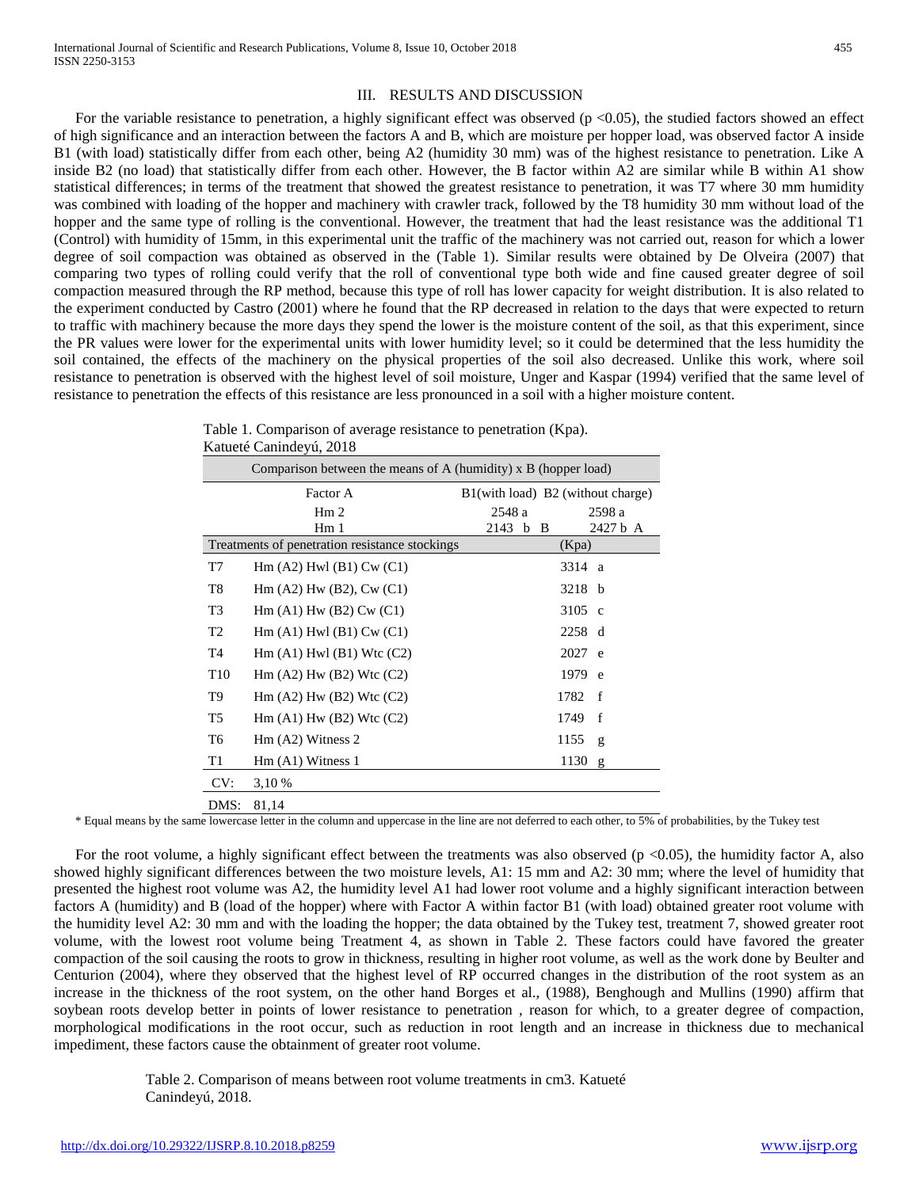## III. RESULTS AND DISCUSSION

For the variable resistance to penetration, a highly significant effect was observed ($p < 0.05$), the studied factors showed an effect of high significance and an interaction between the factors A and B, which are moisture per hopper load, was observed factor A inside B1 (with load) statistically differ from each other, being A2 (humidity 30 mm) was of the highest resistance to penetration. Like A inside B2 (no load) that statistically differ from each other. However, the B factor within A2 are similar while B within A1 show statistical differences; in terms of the treatment that showed the greatest resistance to penetration, it was T7 where 30 mm humidity was combined with loading of the hopper and machinery with crawler track, followed by the T8 humidity 30 mm without load of the hopper and the same type of rolling is the conventional. However, the treatment that had the least resistance was the additional T1 (Control) with humidity of 15mm, in this experimental unit the traffic of the machinery was not carried out, reason for which a lower degree of soil compaction was obtained as observed in the (Table 1). Similar results were obtained by De Olveira (2007) that comparing two types of rolling could verify that the roll of conventional type both wide and fine caused greater degree of soil compaction measured through the RP method, because this type of roll has lower capacity for weight distribution. It is also related to the experiment conducted by Castro (2001) where he found that the RP decreased in relation to the days that were expected to return to traffic with machinery because the more days they spend the lower is the moisture content of the soil, as that this experiment, since the PR values were lower for the experimental units with lower humidity level; so it could be determined that the less humidity the soil contained, the effects of the machinery on the physical properties of the soil also decreased. Unlike this work, where soil resistance to penetration is observed with the highest level of soil moisture, Unger and Kaspar (1994) verified that the same level of resistance to penetration the effects of this resistance are less pronounced in a soil with a higher moisture content.

Table 1. Comparison of average resistance to penetration (Kpa). Katueté Canindeyú, 2018

| Comparison between the means of A (humidity) x B (hopper load) | | |
|---|---|---|
| Factor A | B1(with load) | B2 (without charge) |
| Hm 2 | 2548 a | 2598 a |
| Hm 1 | 2143 b B | 2427 b A |

| Treatments of penetration resistance stockings | | (Kpa) |
|---|---|---|
| T7 | Hm (A2) Hwl (B1) Cw (C1) | 3314 a |
| T8 | Hm (A2) Hw (B2), Cw (C1) | 3218 b |
| T3 | Hm (A1) Hw (B2) Cw (C1) | 3105 c |
| T2 | Hm (A1) Hwl (B1) Cw (C1) | 2258 d |
| T4 | Hm (A1) Hwl (B1) Wtc (C2) | 2027 e |
| T10 | Hm (A2) Hw (B2) Wtc (C2) | 1979 e |
| T9 | Hm (A2) Hw (B2) Wtc (C2) | 1782 f |
| T5 | Hm (A1) Hw (B2) Wtc (C2) | 1749 f |
| T6 | Hm (A2) Witness 2 | 1155 g |
| T1 | Hm (A1) Witness 1 | 1130 g |
| CV: | 3,10 % | |
| DMS: | 81,14 | |

* Equal means by the same lowercase letter in the column and uppercase in the line are not deferred to each other, to 5% of probabilities, by the Tukey test

For the root volume, a highly significant effect between the treatments was also observed ($p < 0.05$), the humidity factor A, also showed highly significant differences between the two moisture levels, A1: 15 mm and A2: 30 mm; where the level of humidity that presented the highest root volume was A2, the humidity level A1 had lower root volume and a highly significant interaction between factors A (humidity) and B (load of the hopper) where with Factor A within factor B1 (with load) obtained greater root volume with the humidity level A2: 30 mm and with the loading the hopper; the data obtained by the Tukey test, treatment 7, showed greater root volume, with the lowest root volume being Treatment 4, as shown in Table 2. These factors could have favored the greater compaction of the soil causing the roots to grow in thickness, resulting in higher root volume, as well as the work done by Beulter and Centurion (2004), where they observed that the highest level of RP occurred changes in the distribution of the root system as an increase in the thickness of the root system, on the other hand Borges et al., (1988), Benghough and Mullins (1990) affirm that soybean roots develop better in points of lower resistance to penetration , reason for which, to a greater degree of compaction, morphological modifications in the root occur, such as reduction in root length and an increase in thickness due to mechanical impediment, these factors cause the obtainment of greater root volume.

Table 2. Comparison of means between root volume treatments in cm3. Katueté Canindeyú, 2018.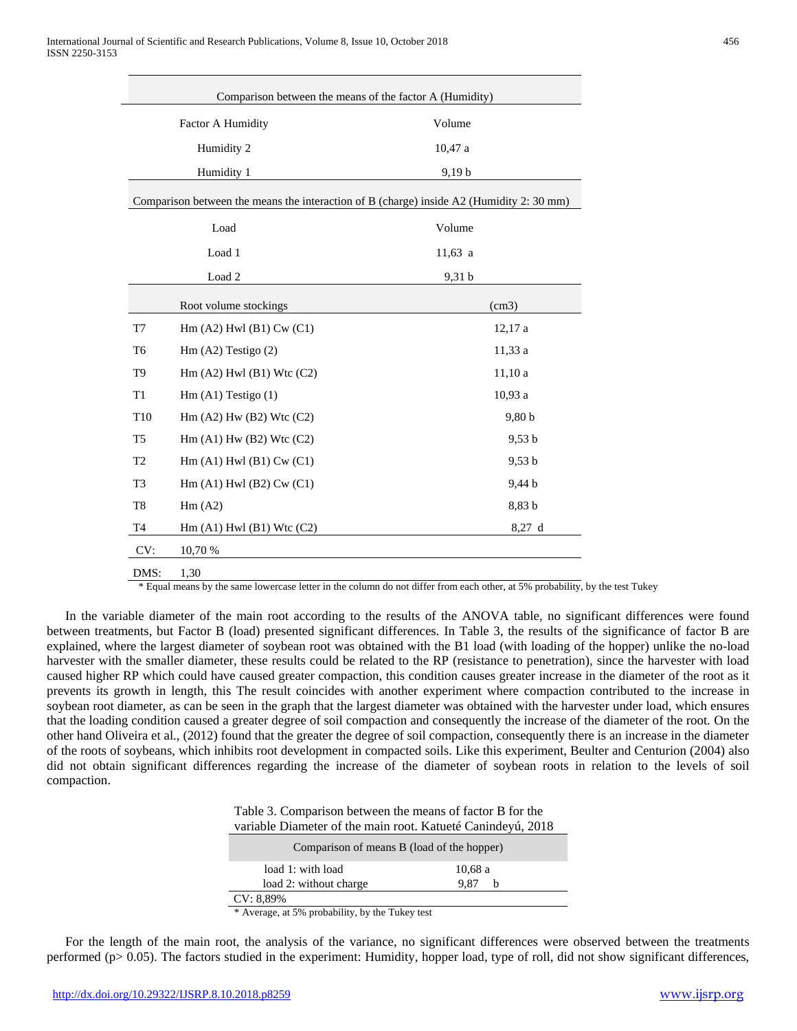| Comparison between the means of the factor A (Humidity) | |
|---|---|
| Factor A Humidity | Volume |
| Humidity 2 | 10,47 a |
| Humidity 1 | 9,19 b |

| Comparison between the means the interaction of B (charge) inside A2 (Humidity 2: 30 mm) | |
|---|---|
| Load | Volume |
| Load 1 | 11,63 a |
| Load 2 | 9,31 b |

| | Root volume stockings | (cm3) |
|---|---|---|
| T7 | Hm (A2) Hwl (B1) Cw (C1) | 12,17 a |
| T6 | Hm (A2) Testigo (2) | 11,33 a |
| T9 | Hm (A2) Hwl (B1) Wtc (C2) | 11,10 a |
| T1 | Hm (A1) Testigo (1) | 10,93 a |
| T10 | Hm (A2) Hw (B2) Wtc (C2) | 9,80 b |
| T5 | Hm (A1) Hw (B2) Wtc (C2) | 9,53 b |
| T2 | Hm (A1) Hwl (B1) Cw (C1) | 9,53 b |
| T3 | Hm (A1) Hwl (B2) Cw (C1) | 9,44 b |
| T8 | Hm (A2) | 8,83 b |
| T4 | Hm (A1) Hwl (B1) Wtc (C2) | 8,27 d |
| CV: | 10,70 % | |
| DMS: | 1,30 | |

* Equal means by the same lowercase letter in the column do not differ from each other, at 5% probability, by the test Tukey

In the variable diameter of the main root according to the results of the ANOVA table, no significant differences were found between treatments, but Factor B (load) presented significant differences. In Table 3, the results of the significance of factor B are explained, where the largest diameter of soybean root was obtained with the B1 load (with loading of the hopper) unlike the no-load harvester with the smaller diameter, these results could be related to the RP (resistance to penetration), since the harvester with load caused higher RP which could have caused greater compaction, this condition causes greater increase in the diameter of the root as it prevents its growth in length, this The result coincides with another experiment where compaction contributed to the increase in soybean root diameter, as can be seen in the graph that the largest diameter was obtained with the harvester under load, which ensures that the loading condition caused a greater degree of soil compaction and consequently the increase of the diameter of the root. On the other hand Oliveira et al., (2012) found that the greater the degree of soil compaction, consequently there is an increase in the diameter of the roots of soybeans, which inhibits root development in compacted soils. Like this experiment, Beulter and Centurion (2004) also did not obtain significant differences regarding the increase of the diameter of soybean roots in relation to the levels of soil compaction.

Table 3. Comparison between the means of factor B for the variable Diameter of the main root. Katueté Canindeyú, 2018

| Comparison of means B (load of the hopper) | |
|---|---|
| load 1: with load | 10,68 a |
| load 2: without charge | 9,87 b |
| CV: 8,89% | |

* Average, at 5% probability, by the Tukey test

For the length of the main root, the analysis of the variance, no significant differences were observed between the treatments performed ($p > 0.05$). The factors studied in the experiment: Humidity, hopper load, type of roll, did not show significant differences,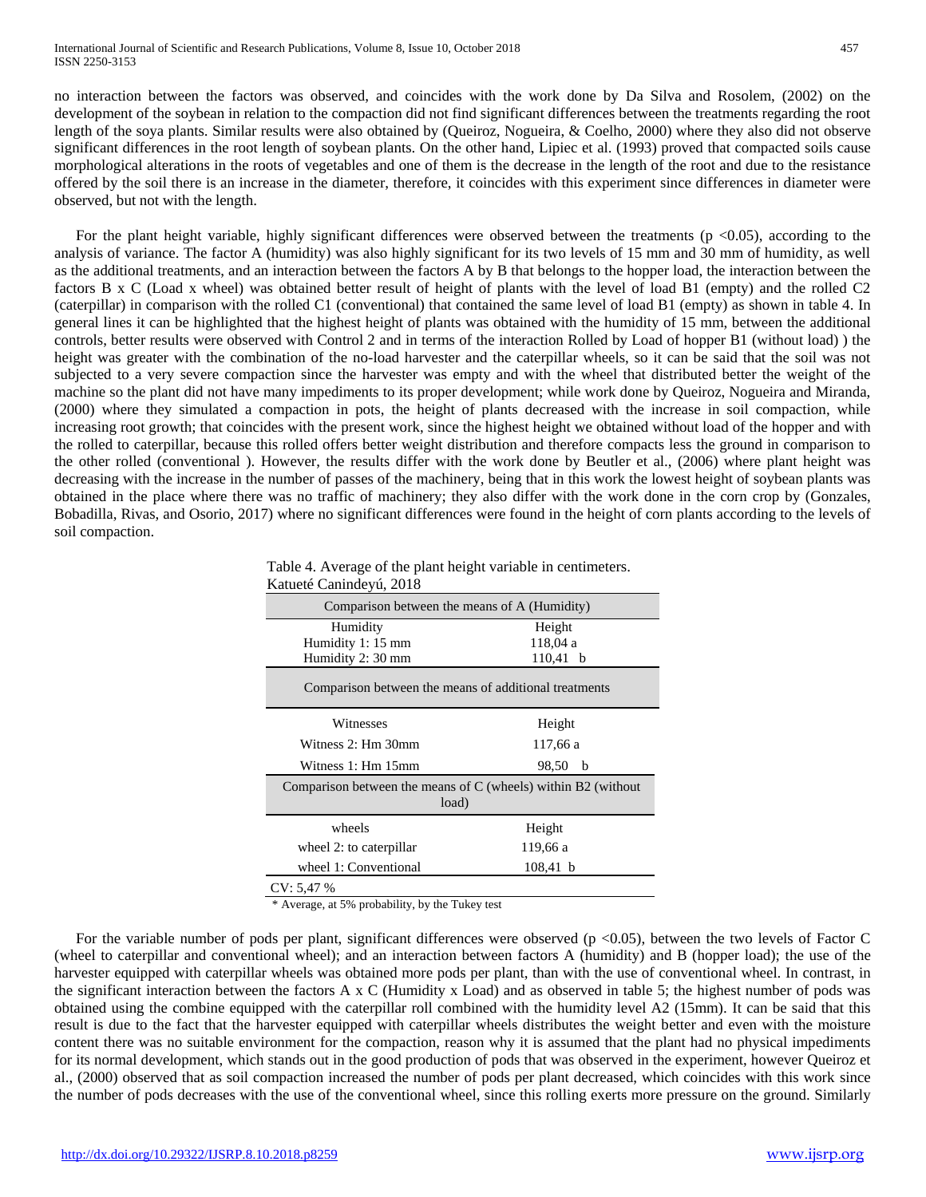no interaction between the factors was observed, and coincides with the work done by Da Silva and Rosolem, (2002) on the development of the soybean in relation to the compaction did not find significant differences between the treatments regarding the root length of the soya plants. Similar results were also obtained by (Queiroz, Nogueira, & Coelho, 2000) where they also did not observe significant differences in the root length of soybean plants. On the other hand, Lipiec et al. (1993) proved that compacted soils cause morphological alterations in the roots of vegetables and one of them is the decrease in the length of the root and due to the resistance offered by the soil there is an increase in the diameter, therefore, it coincides with this experiment since differences in diameter were observed, but not with the length.

For the plant height variable, highly significant differences were observed between the treatments ($p < 0.05$), according to the analysis of variance. The factor A (humidity) was also highly significant for its two levels of 15 mm and 30 mm of humidity, as well as the additional treatments, and an interaction between the factors A by B that belongs to the hopper load, the interaction between the factors B x C (Load x wheel) was obtained better result of height of plants with the level of load B1 (empty) and the rolled C2 (caterpillar) in comparison with the rolled C1 (conventional) that contained the same level of load B1 (empty) as shown in table 4. In general lines it can be highlighted that the highest height of plants was obtained with the humidity of 15 mm, between the additional controls, better results were observed with Control 2 and in terms of the interaction Rolled by Load of hopper B1 (without load) ) the height was greater with the combination of the no-load harvester and the caterpillar wheels, so it can be said that the soil was not subjected to a very severe compaction since the harvester was empty and with the wheel that distributed better the weight of the machine so the plant did not have many impediments to its proper development; while work done by Queiroz, Nogueira and Miranda, (2000) where they simulated a compaction in pots, the height of plants decreased with the increase in soil compaction, while increasing root growth; that coincides with the present work, since the highest height we obtained without load of the hopper and with the rolled to caterpillar, because this rolled offers better weight distribution and therefore compacts less the ground in comparison to the other rolled (conventional ). However, the results differ with the work done by Beutler et al., (2006) where plant height was decreasing with the increase in the number of passes of the machinery, being that in this work the lowest height of soybean plants was obtained in the place where there was no traffic of machinery; they also differ with the work done in the corn crop by (Gonzales, Bobadilla, Rivas, and Osorio, 2017) where no significant differences were found in the height of corn plants according to the levels of soil compaction.

Table 4. Average of the plant height variable in centimeters. Katueté Canindeyú, 2018

| Comparison between the means of A (Humidity) | |
|---|---|
| Humidity | Height |
| Humidity 1: 15 mm | 118,04 a |
| Humidity 2: 30 mm | 110,41 b |
| **Comparison between the means of additional treatments** | |
| Witnesses | Height |
| Witness 2: Hm 30mm | 117,66 a |
| Witness 1: Hm 15mm | 98,50 b |
| **Comparison between the means of C (wheels) within B2 (without load)** | |
| wheels | Height |
| wheel 2: to caterpillar | 119,66 a |
| wheel 1: Conventional | 108,41 b |
| CV: 5,47 % | |

\* Average, at 5% probability, by the Tukey test

For the variable number of pods per plant, significant differences were observed ($p < 0.05$), between the two levels of Factor C (wheel to caterpillar and conventional wheel); and an interaction between factors A (humidity) and B (hopper load); the use of the harvester equipped with caterpillar wheels was obtained more pods per plant, than with the use of conventional wheel. In contrast, in the significant interaction between the factors A x C (Humidity x Load) and as observed in table 5; the highest number of pods was obtained using the combine equipped with the caterpillar roll combined with the humidity level A2 (15mm). It can be said that this result is due to the fact that the harvester equipped with caterpillar wheels distributes the weight better and even with the moisture content there was no suitable environment for the compaction, reason why it is assumed that the plant had no physical impediments for its normal development, which stands out in the good production of pods that was observed in the experiment, however Queiroz et al., (2000) observed that as soil compaction increased the number of pods per plant decreased, which coincides with this work since the number of pods decreases with the use of the conventional wheel, since this rolling exerts more pressure on the ground. Similarly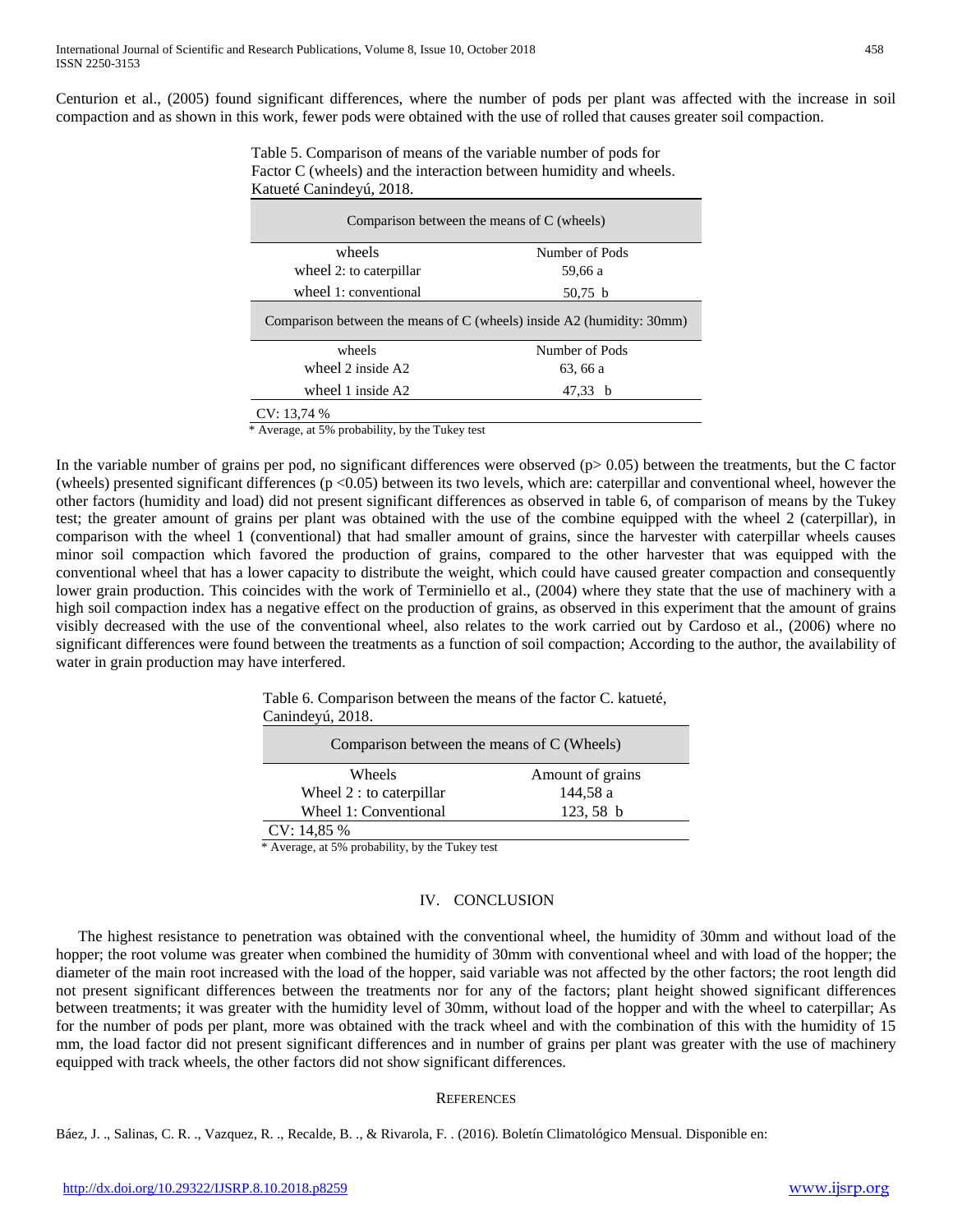Centurion et al., (2005) found significant differences, where the number of pods per plant was affected with the increase in soil compaction and as shown in this work, fewer pods were obtained with the use of rolled that causes greater soil compaction.

Table 5. Comparison of means of the variable number of pods for Factor C (wheels) and the interaction between humidity and wheels. Katueté Canindeyú, 2018.

| Comparison between the means of C (wheels) | |
|---|---|
| wheels | Number of Pods |
| wheel 2: to caterpillar | 59,66 a |
| wheel 1: conventional | 50,75 b |
| **Comparison between the means of C (wheels) inside A2 (humidity: 30mm)** | |
| wheels | Number of Pods |
| wheel 2 inside A2 | 63, 66 a |
| wheel 1 inside A2 | 47,33 b |
| CV: 13,74 % | |

\* Average, at 5% probability, by the Tukey test

In the variable number of grains per pod, no significant differences were observed ($p > 0.05$) between the treatments, but the C factor (wheels) presented significant differences ($p < 0.05$) between its two levels, which are: caterpillar and conventional wheel, however the other factors (humidity and load) did not present significant differences as observed in table 6, of comparison of means by the Tukey test; the greater amount of grains per plant was obtained with the use of the combine equipped with the wheel 2 (caterpillar), in comparison with the wheel 1 (conventional) that had smaller amount of grains, since the harvester with caterpillar wheels causes minor soil compaction which favored the production of grains, compared to the other harvester that was equipped with the conventional wheel that has a lower capacity to distribute the weight, which could have caused greater compaction and consequently lower grain production. This coincides with the work of Terminiello et al., (2004) where they state that the use of machinery with a high soil compaction index has a negative effect on the production of grains, as observed in this experiment that the amount of grains visibly decreased with the use of the conventional wheel, also relates to the work carried out by Cardoso et al., (2006) where no significant differences were found between the treatments as a function of soil compaction; According to the author, the availability of water in grain production may have interfered.

Table 6. Comparison between the means of the factor C. katueté, Canindeyú, 2018.

| Comparison between the means of C (Wheels) | |
|---|---|
| Wheels | Amount of grains |
| Wheel 2 : to caterpillar | 144,58 a |
| Wheel 1: Conventional | 123, 58 b |
| CV: 14,85 % | |

\* Average, at 5% probability, by the Tukey test

## IV. Conclusion

The highest resistance to penetration was obtained with the conventional wheel, the humidity of 30mm and without load of the hopper; the root volume was greater when combined the humidity of 30mm with conventional wheel and with load of the hopper; the diameter of the main root increased with the load of the hopper, said variable was not affected by the other factors; the root length did not present significant differences between the treatments nor for any of the factors; plant height showed significant differences between treatments; it was greater with the humidity level of 30mm, without load of the hopper and with the wheel to caterpillar; As for the number of pods per plant, more was obtained with the track wheel and with the combination of this with the humidity of 15 mm, the load factor did not present significant differences and in number of grains per plant was greater with the use of machinery equipped with track wheels, the other factors did not show significant differences.

## References

Báez, J. ., Salinas, C. R. ., Vazquez, R. ., Recalde, B. ., & Rivarola, F. . (2016). Boletín Climatológico Mensual. Disponible en: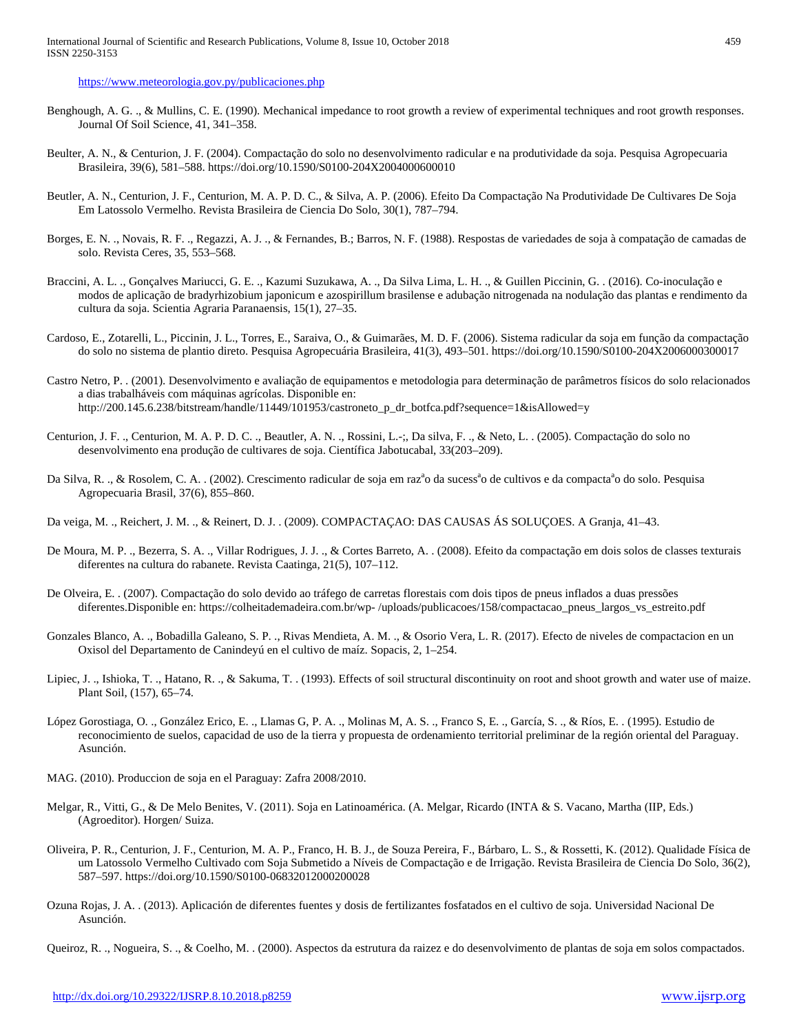https://www.meteorologia.gov.py/publicaciones.php

Benghough, A. G. ., & Mullins, C. E. (1990). Mechanical impedance to root growth a review of experimental techniques and root growth responses. Journal Of Soil Science, 41, 341–358.

Beulter, A. N., & Centurion, J. F. (2004). Compactação do solo no desenvolvimento radicular e na produtividade da soja. Pesquisa Agropecuaria Brasileira, 39(6), 581–588. https://doi.org/10.1590/S0100-204X2004000600010

Beutler, A. N., Centurion, J. F., Centurion, M. A. P. D. C., & Silva, A. P. (2006). Efeito Da Compactação Na Produtividade De Cultivares De Soja Em Latossolo Vermelho. Revista Brasileira de Ciencia Do Solo, 30(1), 787–794.

Borges, E. N. ., Novais, R. F. ., Regazzi, A. J. ., & Fernandes, B.; Barros, N. F. (1988). Respostas de variedades de soja à compatação de camadas de solo. Revista Ceres, 35, 553–568.

Braccini, A. L. ., Gonçalves Mariucci, G. E. ., Kazumi Suzukawa, A. ., Da Silva Lima, L. H. ., & Guillen Piccinin, G. . (2016). Co-inoculação e modos de aplicação de bradyrhizobium japonicum e azospirillum brasilense e adubação nitrogenada na nodulação das plantas e rendimento da cultura da soja. Scientia Agraria Paranaensis, 15(1), 27–35.

Cardoso, E., Zotarelli, L., Piccinin, J. L., Torres, E., Saraiva, O., & Guimarães, M. D. F. (2006). Sistema radicular da soja em função da compactação do solo no sistema de plantio direto. Pesquisa Agropecuária Brasileira, 41(3), 493–501. https://doi.org/10.1590/S0100-204X2006000300017

Castro Netro, P. . (2001). Desenvolvimento e avaliação de equipamentos e metodologia para determinação de parâmetros físicos do solo relacionados a dias trabalháveis com máquinas agrícolas. Disponible en: http://200.145.6.238/bitstream/handle/11449/101953/castroneto_p_dr_botfca.pdf?sequence=1&isAllowed=y

Centurion, J. F. ., Centurion, M. A. P. D. C. ., Beautler, A. N. ., Rossini, L.-;, Da silva, F. ., & Neto, L. . (2005). Compactação do solo no desenvolvimento ena produção de cultivares de soja. Científica Jabotucabal, 33(203–209).

Da Silva, R. ., & Rosolem, C. A. . (2002). Crescimento radicular de soja em raz<sup>a</sup>o da sucess<sup>a</sup>o de cultivos e da compacta<sup>a</sup>o do solo. Pesquisa Agropecuaria Brasil, 37(6), 855–860.

Da veiga, M. ., Reichert, J. M. ., & Reinert, D. J. . (2009). COMPACTAÇAO: DAS CAUSAS ÁS SOLUÇOES. A Granja, 41–43.

De Moura, M. P. ., Bezerra, S. A. ., Villar Rodrigues, J. J. ., & Cortes Barreto, A. . (2008). Efeito da compactação em dois solos de classes texturais diferentes na cultura do rabanete. Revista Caatinga, 21(5), 107–112.

De Olveira, E. . (2007). Compactação do solo devido ao tráfego de carretas florestais com dois tipos de pneus inflados a duas pressões diferentes.Disponible en: https://colheitademadeira.com.br/wp- /uploads/publicacoes/158/compactacao_pneus_largos_vs_estreito.pdf

Gonzales Blanco, A. ., Bobadilla Galeano, S. P. ., Rivas Mendieta, A. M. ., & Osorio Vera, L. R. (2017). Efecto de niveles de compactacion en un Oxisol del Departamento de Canindeyú en el cultivo de maíz. Sopacis, 2, 1–254.

Lipiec, J. ., Ishioka, T. ., Hatano, R. ., & Sakuma, T. . (1993). Effects of soil structural discontinuity on root and shoot growth and water use of maize. Plant Soil, (157), 65–74.

López Gorostiaga, O. ., González Erico, E. ., Llamas G, P. A. ., Molinas M, A. S. ., Franco S, E. ., García, S. ., & Ríos, E. . (1995). Estudio de reconocimiento de suelos, capacidad de uso de la tierra y propuesta de ordenamiento territorial preliminar de la región oriental del Paraguay. Asunción.

MAG. (2010). Produccion de soja en el Paraguay: Zafra 2008/2010.

Melgar, R., Vitti, G., & De Melo Benites, V. (2011). Soja en Latinoamérica. (A. Melgar, Ricardo (INTA & S. Vacano, Martha (IIP, Eds.) (Agroeditor). Horgen/ Suiza.

Oliveira, P. R., Centurion, J. F., Centurion, M. A. P., Franco, H. B. J., de Souza Pereira, F., Bárbaro, L. S., & Rossetti, K. (2012). Qualidade Física de um Latossolo Vermelho Cultivado com Soja Submetido a Níveis de Compactação e de Irrigação. Revista Brasileira de Ciencia Do Solo, 36(2), 587–597. https://doi.org/10.1590/S0100-06832012000200028

Ozuna Rojas, J. A. . (2013). Aplicación de diferentes fuentes y dosis de fertilizantes fosfatados en el cultivo de soja. Universidad Nacional De Asunción.

Queiroz, R. ., Nogueira, S. ., & Coelho, M. . (2000). Aspectos da estrutura da raizez e do desenvolvimento de plantas de soja em solos compactados.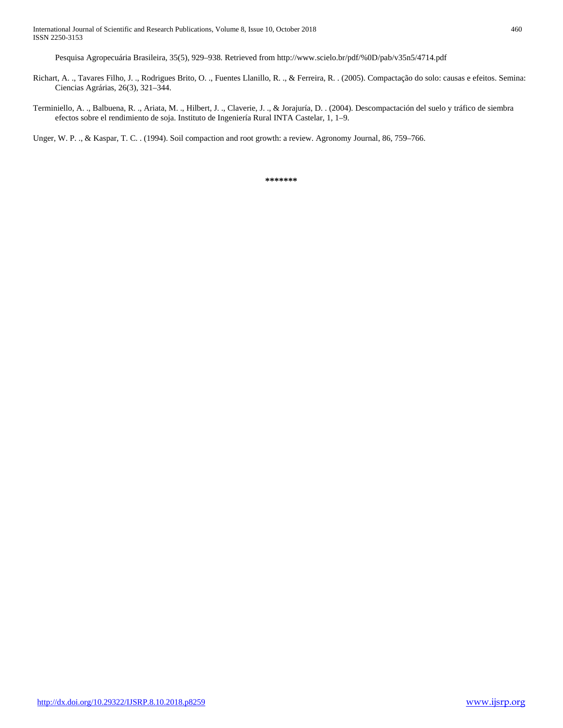Pesquisa Agropecuária Brasileira, 35(5), 929–938. Retrieved from http://www.scielo.br/pdf/%0D/pab/v35n5/4714.pdf

Richart, A. ., Tavares Filho, J. ., Rodrigues Brito, O. ., Fuentes Llanillo, R. ., & Ferreira, R. . (2005). Compactação do solo: causas e efeitos. Semina: Ciencias Agrárias, 26(3), 321–344.

Terminiello, A. ., Balbuena, R. ., Ariata, M. ., Hilbert, J. ., Claverie, J. ., & Jorajuría, D. . (2004). Descompactación del suelo y tráfico de siembra efectos sobre el rendimiento de soja. Instituto de Ingeniería Rural INTA Castelar, 1, 1–9.

Unger, W. P. ., & Kaspar, T. C. . (1994). Soil compaction and root growth: a review. Agronomy Journal, 86, 759–766.

*******